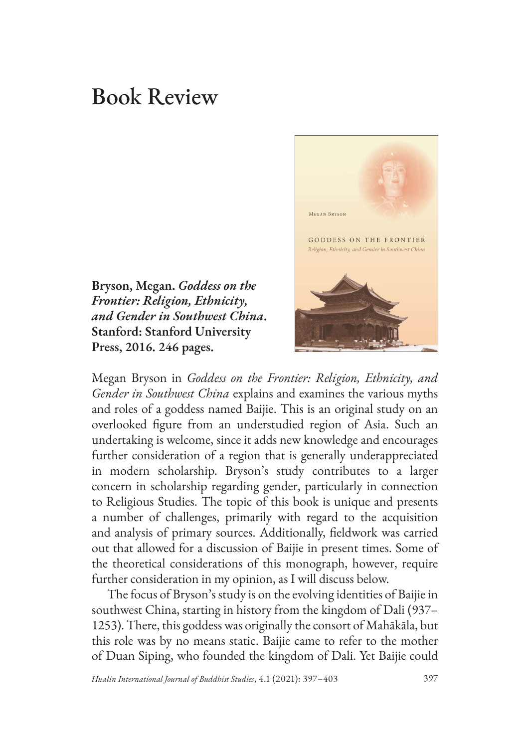# Book Review

**Bryson, Megan. *Goddess on the Frontier: Religion, Ethnicity, and Gender in Southwest China*. Stanford: Stanford University Press, 2016. 246 pages.**

Megan Bryson in *Goddess on the Frontier: Religion, Ethnicity, and Gender in Southwest China* explains and examines the various myths and roles of a goddess named Baijie. This is an original study on an overlooked figure from an understudied region of Asia. Such an undertaking is welcome, since it adds new knowledge and encourages further consideration of a region that is generally underappreciated in modern scholarship. Bryson's study contributes to a larger concern in scholarship regarding gender, particularly in connection to Religious Studies. The topic of this book is unique and presents a number of challenges, primarily with regard to the acquisition and analysis of primary sources. Additionally, fieldwork was carried out that allowed for a discussion of Baijie in present times. Some of the theoretical considerations of this monograph, however, require further consideration in my opinion, as I will discuss below.

The focus of Bryson's study is on the evolving identities of Baijie in southwest China, starting in history from the kingdom of Dali (937–1253). There, this goddess was originally the consort of Mahākāla, but this role was by no means static. Baijie came to refer to the mother of Duan Siping, who founded the kingdom of Dali. Yet Baijie could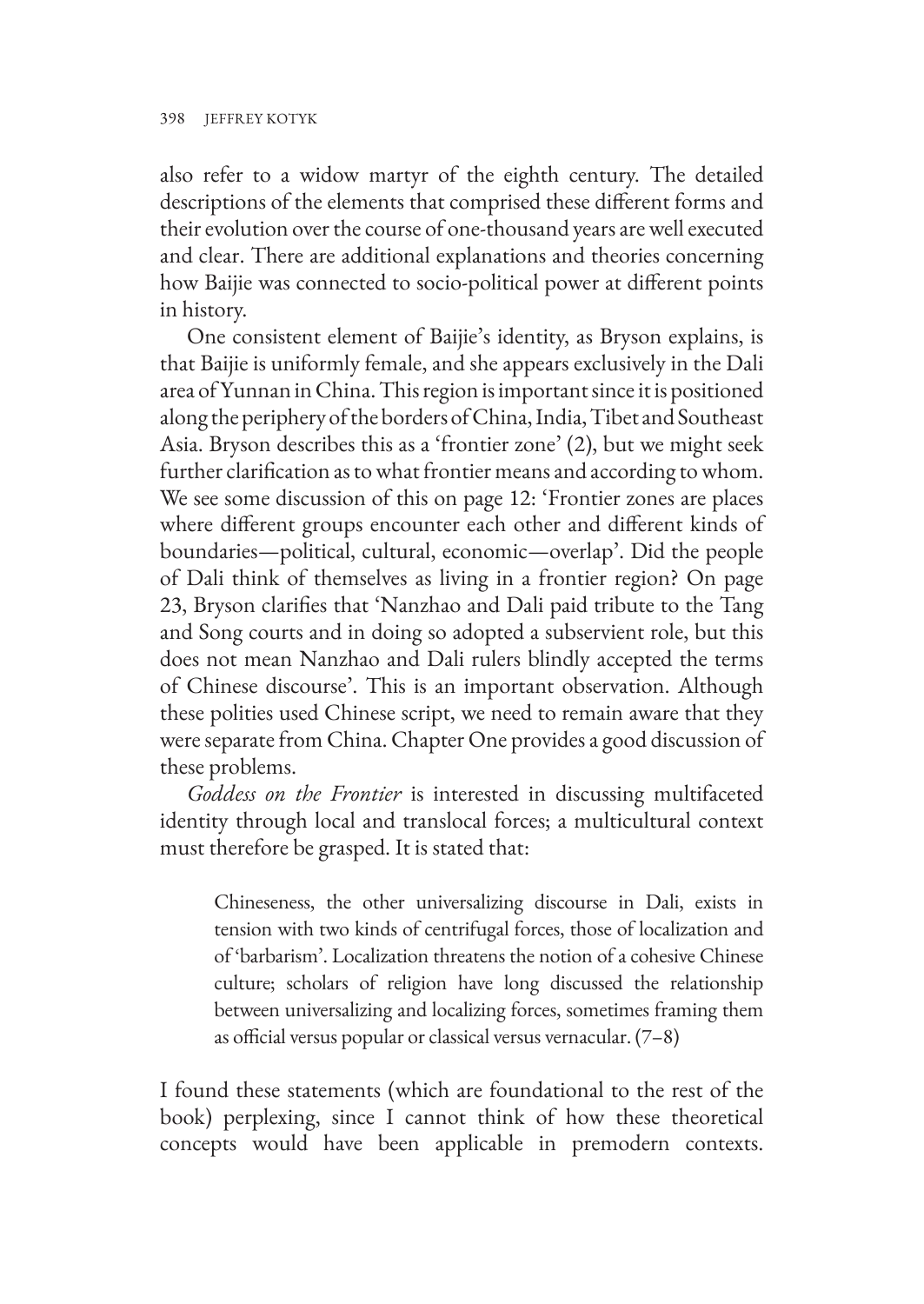also refer to a widow martyr of the eighth century. The detailed descriptions of the elements that comprised these different forms and their evolution over the course of one-thousand years are well executed and clear. There are additional explanations and theories concerning how Baijie was connected to socio-political power at different points in history.

One consistent element of Baijie's identity, as Bryson explains, is that Baijie is uniformly female, and she appears exclusively in the Dali area of Yunnan in China. This region is important since it is positioned along the periphery of the borders of China, India, Tibet and Southeast Asia. Bryson describes this as a 'frontier zone' (2), but we might seek further clarification as to what frontier means and according to whom. We see some discussion of this on page 12: 'Frontier zones are places where different groups encounter each other and different kinds of boundaries—political, cultural, economic—overlap'. Did the people of Dali think of themselves as living in a frontier region? On page 23, Bryson clarifies that 'Nanzhao and Dali paid tribute to the Tang and Song courts and in doing so adopted a subservient role, but this does not mean Nanzhao and Dali rulers blindly accepted the terms of Chinese discourse'. This is an important observation. Although these polities used Chinese script, we need to remain aware that they were separate from China. Chapter One provides a good discussion of these problems.

*Goddess on the Frontier* is interested in discussing multifaceted identity through local and translocal forces; a multicultural context must therefore be grasped. It is stated that:

> Chineseness, the other universalizing discourse in Dali, exists in tension with two kinds of centrifugal forces, those of localization and of 'barbarism'. Localization threatens the notion of a cohesive Chinese culture; scholars of religion have long discussed the relationship between universalizing and localizing forces, sometimes framing them as official versus popular or classical versus vernacular. (7–8)

I found these statements (which are foundational to the rest of the book) perplexing, since I cannot think of how these theoretical concepts would have been applicable in premodern contexts.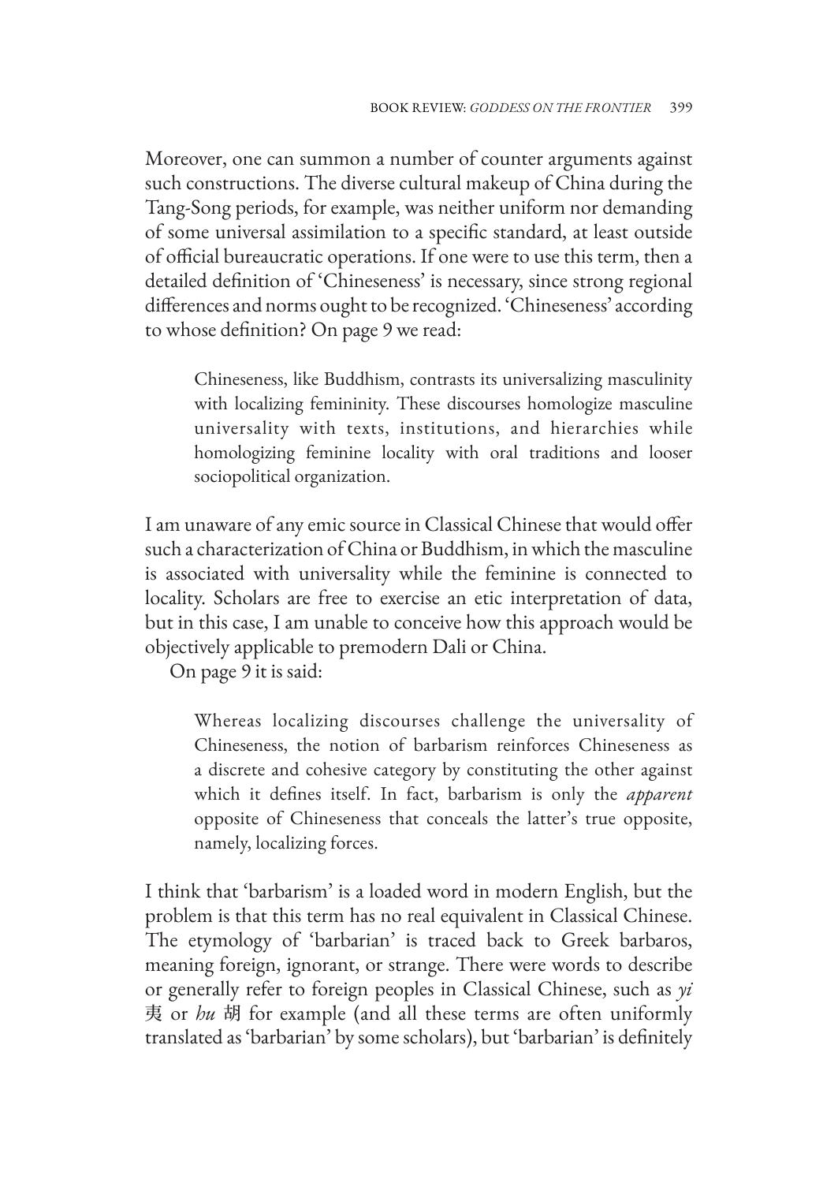Moreover, one can summon a number of counter arguments against such constructions. The diverse cultural makeup of China during the Tang-Song periods, for example, was neither uniform nor demanding of some universal assimilation to a specific standard, at least outside of official bureaucratic operations. If one were to use this term, then a detailed definition of 'Chineseness' is necessary, since strong regional differences and norms ought to be recognized. 'Chineseness' according to whose definition? On page 9 we read:

> Chineseness, like Buddhism, contrasts its universalizing masculinity with localizing femininity. These discourses homologize masculine universality with texts, institutions, and hierarchies while homologizing feminine locality with oral traditions and looser sociopolitical organization.

I am unaware of any emic source in Classical Chinese that would offer such a characterization of China or Buddhism, in which the masculine is associated with universality while the feminine is connected to locality. Scholars are free to exercise an etic interpretation of data, but in this case, I am unable to conceive how this approach would be objectively applicable to premodern Dali or China.

On page 9 it is said:

> Whereas localizing discourses challenge the universality of Chineseness, the notion of barbarism reinforces Chineseness as a discrete and cohesive category by constituting the other against which it defines itself. In fact, barbarism is only the *apparent* opposite of Chineseness that conceals the latter's true opposite, namely, localizing forces.

I think that 'barbarism' is a loaded word in modern English, but the problem is that this term has no real equivalent in Classical Chinese. The etymology of 'barbarian' is traced back to Greek barbaros, meaning foreign, ignorant, or strange. There were words to describe or generally refer to foreign peoples in Classical Chinese, such as *yi* 夷 or *hu* 胡 for example (and all these terms are often uniformly translated as 'barbarian' by some scholars), but 'barbarian' is definitely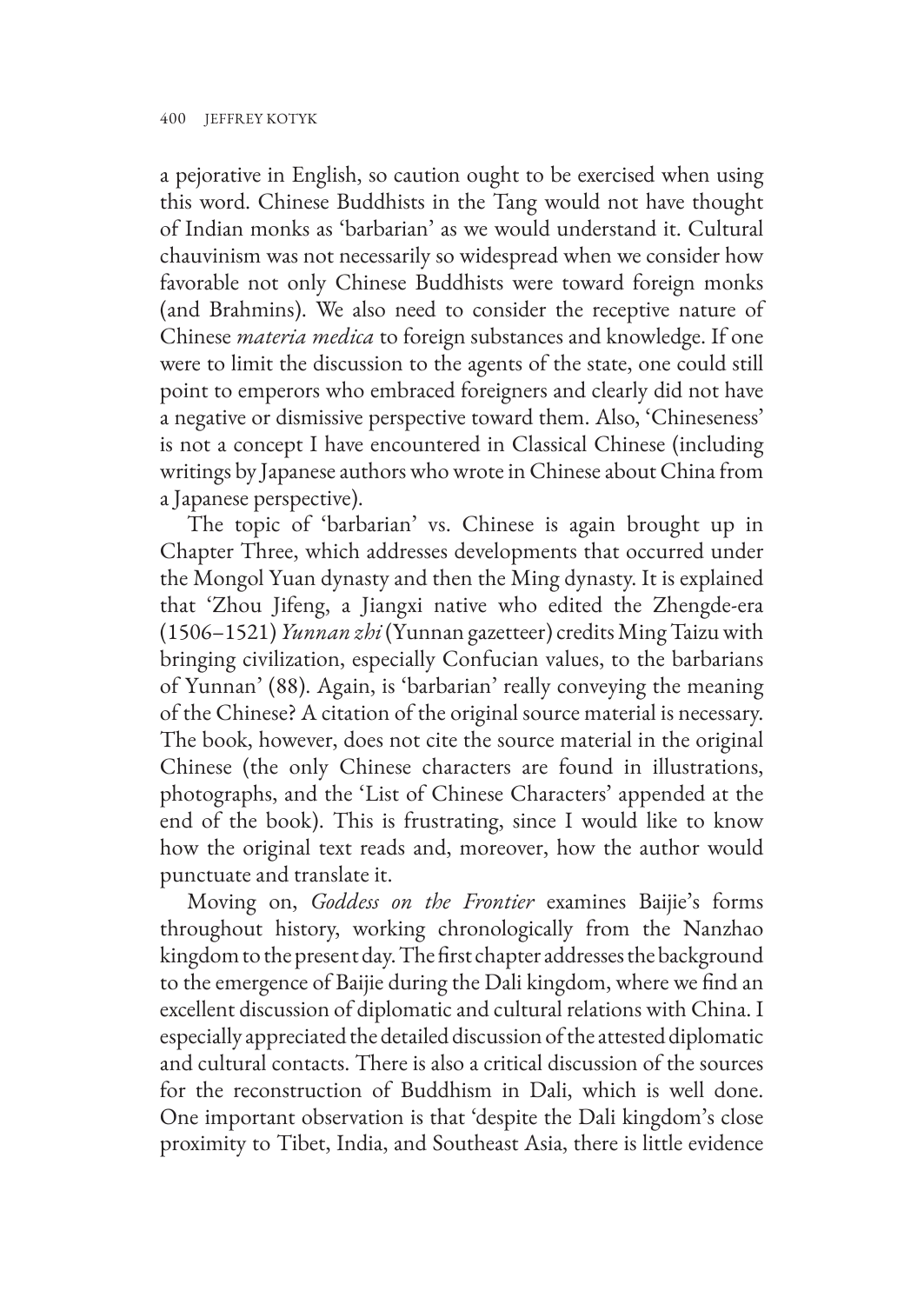a pejorative in English, so caution ought to be exercised when using this word. Chinese Buddhists in the Tang would not have thought of Indian monks as 'barbarian' as we would understand it. Cultural chauvinism was not necessarily so widespread when we consider how favorable not only Chinese Buddhists were toward foreign monks (and Brahmins). We also need to consider the receptive nature of Chinese *materia medica* to foreign substances and knowledge. If one were to limit the discussion to the agents of the state, one could still point to emperors who embraced foreigners and clearly did not have a negative or dismissive perspective toward them. Also, 'Chineseness' is not a concept I have encountered in Classical Chinese (including writings by Japanese authors who wrote in Chinese about China from a Japanese perspective).

The topic of 'barbarian' vs. Chinese is again brought up in Chapter Three, which addresses developments that occurred under the Mongol Yuan dynasty and then the Ming dynasty. It is explained that 'Zhou Jifeng, a Jiangxi native who edited the Zhengde-era (1506–1521) *Yunnan zhi* (Yunnan gazetteer) credits Ming Taizu with bringing civilization, especially Confucian values, to the barbarians of Yunnan' (88). Again, is 'barbarian' really conveying the meaning of the Chinese? A citation of the original source material is necessary. The book, however, does not cite the source material in the original Chinese (the only Chinese characters are found in illustrations, photographs, and the 'List of Chinese Characters' appended at the end of the book). This is frustrating, since I would like to know how the original text reads and, moreover, how the author would punctuate and translate it.

Moving on, *Goddess on the Frontier* examines Baijie's forms throughout history, working chronologically from the Nanzhao kingdom to the present day. The first chapter addresses the background to the emergence of Baijie during the Dali kingdom, where we find an excellent discussion of diplomatic and cultural relations with China. I especially appreciated the detailed discussion of the attested diplomatic and cultural contacts. There is also a critical discussion of the sources for the reconstruction of Buddhism in Dali, which is well done. One important observation is that 'despite the Dali kingdom's close proximity to Tibet, India, and Southeast Asia, there is little evidence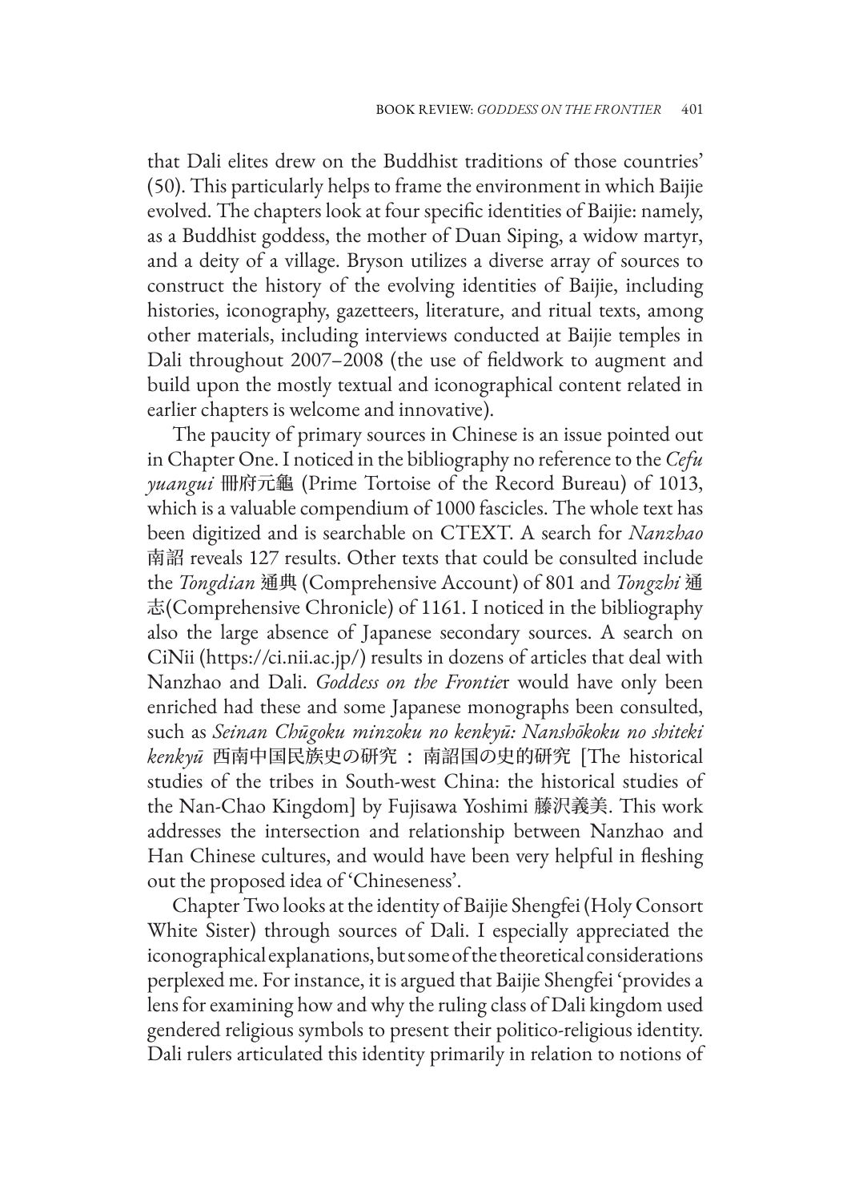that Dali elites drew on the Buddhist traditions of those countries' (50). This particularly helps to frame the environment in which Baijie evolved. The chapters look at four specific identities of Baijie: namely, as a Buddhist goddess, the mother of Duan Siping, a widow martyr, and a deity of a village. Bryson utilizes a diverse array of sources to construct the history of the evolving identities of Baijie, including histories, iconography, gazetteers, literature, and ritual texts, among other materials, including interviews conducted at Baijie temples in Dali throughout 2007–2008 (the use of fieldwork to augment and build upon the mostly textual and iconographical content related in earlier chapters is welcome and innovative).

The paucity of primary sources in Chinese is an issue pointed out in Chapter One. I noticed in the bibliography no reference to the *Cefu yuangui* 冊府元龜 (Prime Tortoise of the Record Bureau) of 1013, which is a valuable compendium of 1000 fascicles. The whole text has been digitized and is searchable on CTEXT. A search for *Nanzhao* 南詔 reveals 127 results. Other texts that could be consulted include the *Tongdian* 通典 (Comprehensive Account) of 801 and *Tongzhi* 通志(Comprehensive Chronicle) of 1161. I noticed in the bibliography also the large absence of Japanese secondary sources. A search on CiNii (https://ci.nii.ac.jp/) results in dozens of articles that deal with Nanzhao and Dali. *Goddess on the Frontie*r would have only been enriched had these and some Japanese monographs been consulted, such as *Seinan Chūgoku minzoku no kenkyū: Nanshōkoku no shiteki kenkyū* 西南中国民族史の研究 ： 南詔国の史的研究 [The historical studies of the tribes in South-west China: the historical studies of the Nan-Chao Kingdom] by Fujisawa Yoshimi 藤沢義美. This work addresses the intersection and relationship between Nanzhao and Han Chinese cultures, and would have been very helpful in fleshing out the proposed idea of 'Chineseness'.

Chapter Two looks at the identity of Baijie Shengfei (Holy Consort White Sister) through sources of Dali. I especially appreciated the iconographical explanations, but some of the theoretical considerations perplexed me. For instance, it is argued that Baijie Shengfei 'provides a lens for examining how and why the ruling class of Dali kingdom used gendered religious symbols to present their politico-religious identity. Dali rulers articulated this identity primarily in relation to notions of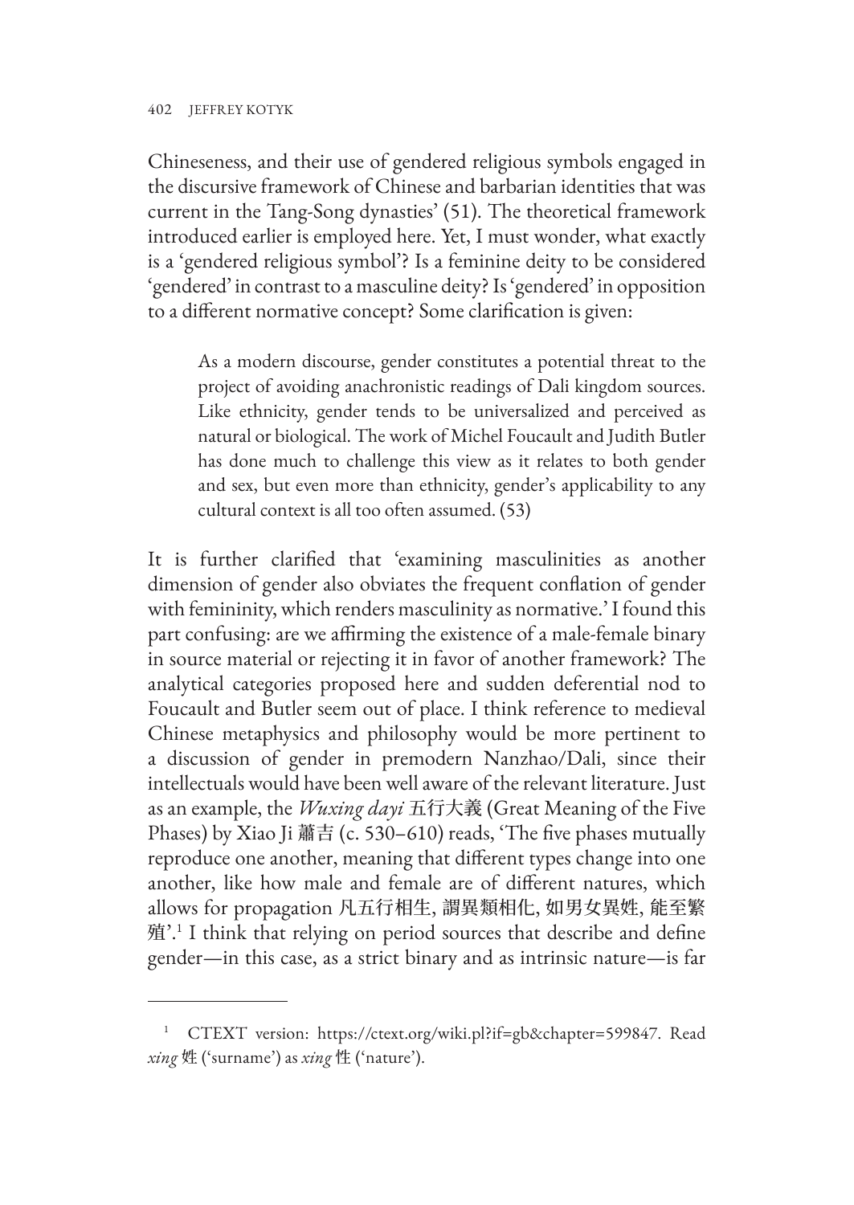Chineseness, and their use of gendered religious symbols engaged in the discursive framework of Chinese and barbarian identities that was current in the Tang-Song dynasties' (51). The theoretical framework introduced earlier is employed here. Yet, I must wonder, what exactly is a 'gendered religious symbol'? Is a feminine deity to be considered 'gendered' in contrast to a masculine deity? Is 'gendered' in opposition to a different normative concept? Some clarification is given:

> As a modern discourse, gender constitutes a potential threat to the project of avoiding anachronistic readings of Dali kingdom sources. Like ethnicity, gender tends to be universalized and perceived as natural or biological. The work of Michel Foucault and Judith Butler has done much to challenge this view as it relates to both gender and sex, but even more than ethnicity, gender's applicability to any cultural context is all too often assumed. (53)

It is further clarified that 'examining masculinities as another dimension of gender also obviates the frequent conflation of gender with femininity, which renders masculinity as normative.' I found this part confusing: are we affirming the existence of a male-female binary in source material or rejecting it in favor of another framework? The analytical categories proposed here and sudden deferential nod to Foucault and Butler seem out of place. I think reference to medieval Chinese metaphysics and philosophy would be more pertinent to a discussion of gender in premodern Nanzhao/Dali, since their intellectuals would have been well aware of the relevant literature. Just as an example, the *Wuxing dayi* 五行大義 (Great Meaning of the Five Phases) by Xiao Ji 蕭吉 (c. 530–610) reads, 'The five phases mutually reproduce one another, meaning that different types change into one another, like how male and female are of different natures, which allows for propagation 凡五行相生, 謂異類相化, 如男女異姓, 能至繁殖'.[1] I think that relying on period sources that describe and define gender—in this case, as a strict binary and as intrinsic nature—is far

---

[1] CTEXT version: https://ctext.org/wiki.pl?if=gb&chapter=599847. Read *xing* 姓 ('surname') as *xing* 性 ('nature').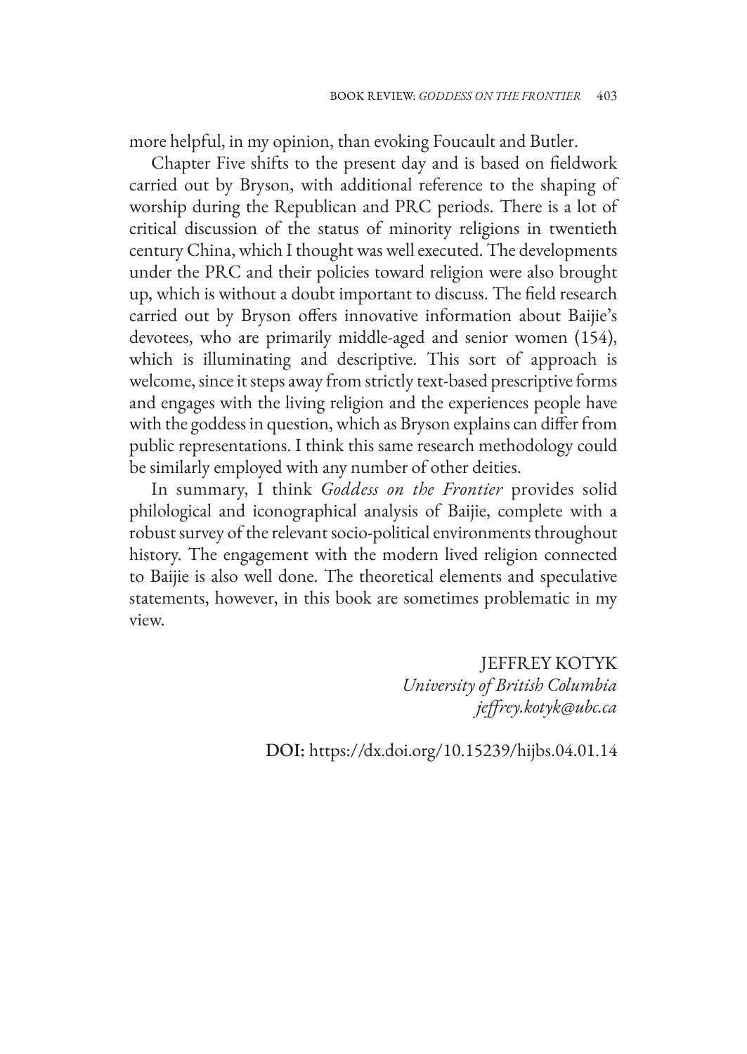more helpful, in my opinion, than evoking Foucault and Butler.

Chapter Five shifts to the present day and is based on fieldwork carried out by Bryson, with additional reference to the shaping of worship during the Republican and PRC periods. There is a lot of critical discussion of the status of minority religions in twentieth century China, which I thought was well executed. The developments under the PRC and their policies toward religion were also brought up, which is without a doubt important to discuss. The field research carried out by Bryson offers innovative information about Baijie's devotees, who are primarily middle-aged and senior women (154), which is illuminating and descriptive. This sort of approach is welcome, since it steps away from strictly text-based prescriptive forms and engages with the living religion and the experiences people have with the goddess in question, which as Bryson explains can differ from public representations. I think this same research methodology could be similarly employed with any number of other deities.

In summary, I think *Goddess on the Frontier* provides solid philological and iconographical analysis of Baijie, complete with a robust survey of the relevant socio-political environments throughout history. The engagement with the modern lived religion connected to Baijie is also well done. The theoretical elements and speculative statements, however, in this book are sometimes problematic in my view.

JEFFREY KOTYK
*University of British Columbia*
*jeffrey.kotyk@ubc.ca*

**DOI:** https://dx.doi.org/10.15239/hijbs.04.01.14